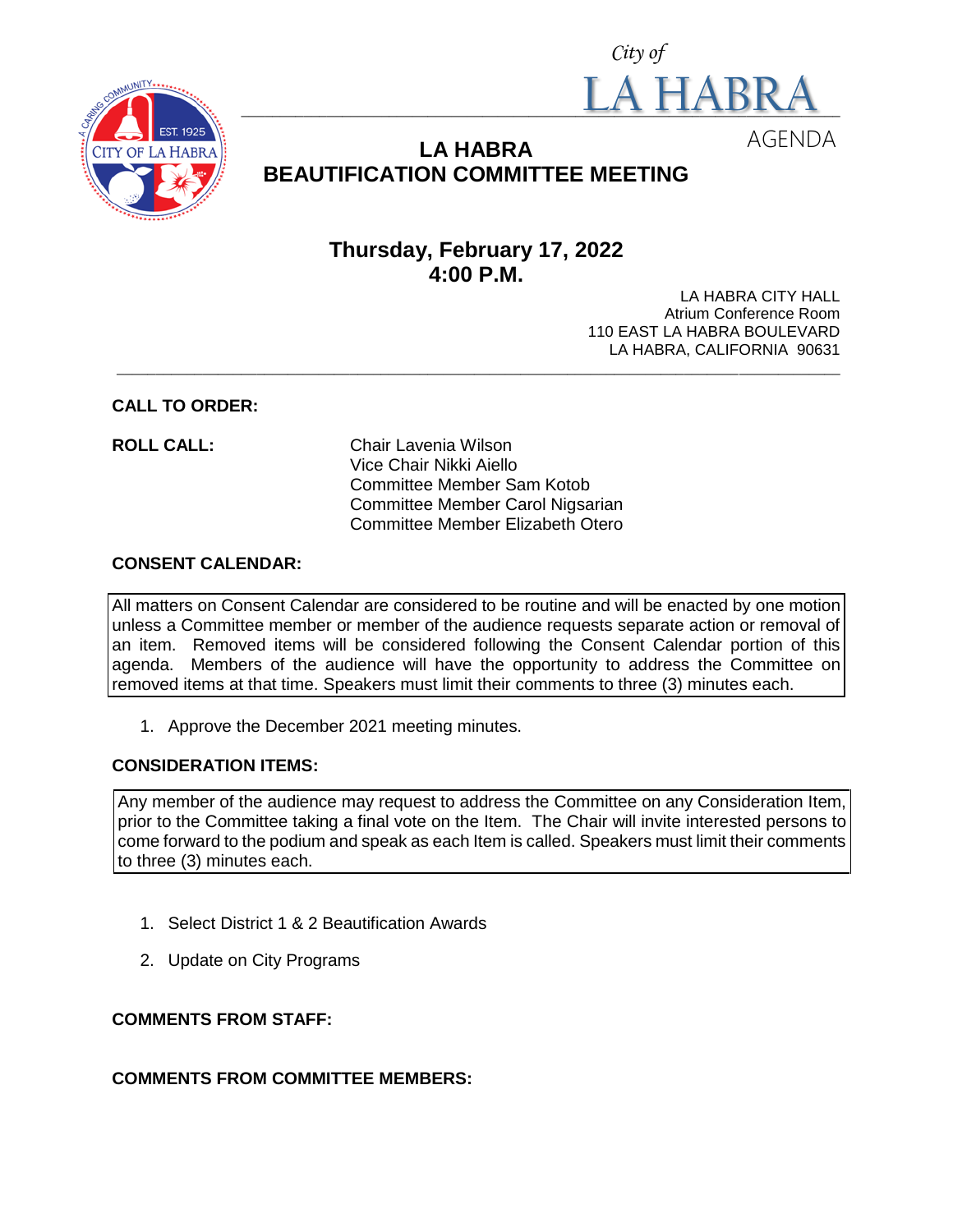City of
LA HABRA
AGENDA

# LA HABRA
# BEAUTIFICATION COMMITTEE MEETING

## Thursday, February 17, 2022
## 4:00 P.M.

LA HABRA CITY HALL
Atrium Conference Room
110 EAST LA HABRA BOULEVARD
LA HABRA, CALIFORNIA 90631

---

**CALL TO ORDER:**

**ROLL CALL:**

Chair Lavenia Wilson
Vice Chair Nikki Aiello
Committee Member Sam Kotob
Committee Member Carol Nigsarian
Committee Member Elizabeth Otero

**CONSENT CALENDAR:**

All matters on Consent Calendar are considered to be routine and will be enacted by one motion unless a Committee member or member of the audience requests separate action or removal of an item. Removed items will be considered following the Consent Calendar portion of this agenda. Members of the audience will have the opportunity to address the Committee on removed items at that time. Speakers must limit their comments to three (3) minutes each.

1. Approve the December 2021 meeting minutes.

**CONSIDERATION ITEMS:**

Any member of the audience may request to address the Committee on any Consideration Item, prior to the Committee taking a final vote on the Item. The Chair will invite interested persons to come forward to the podium and speak as each Item is called. Speakers must limit their comments to three (3) minutes each.

1. Select District 1 & 2 Beautification Awards
2. Update on City Programs

**COMMENTS FROM STAFF:**

**COMMENTS FROM COMMITTEE MEMBERS:**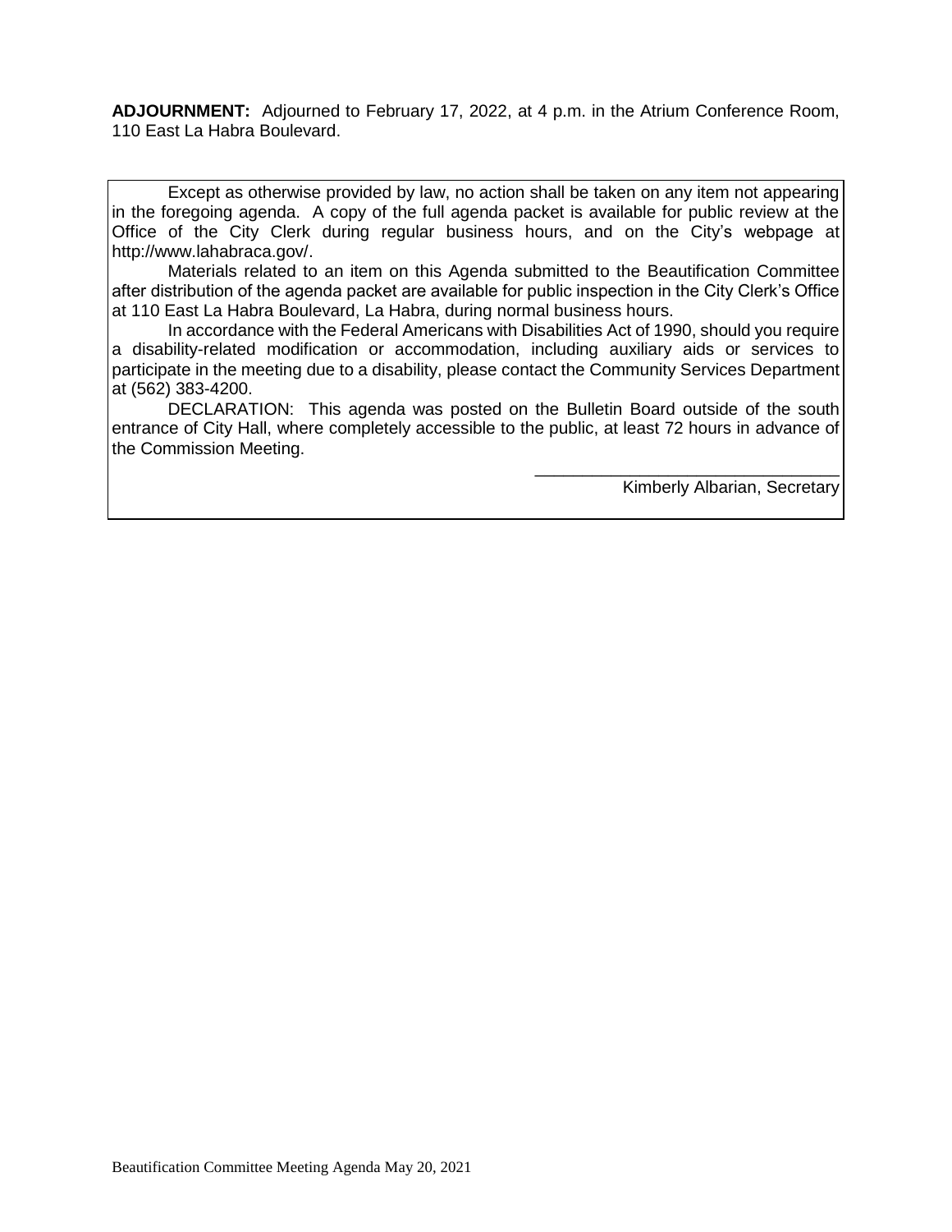**ADJOURNMENT:** Adjourned to February 17, 2022, at 4 p.m. in the Atrium Conference Room, 110 East La Habra Boulevard.

Except as otherwise provided by law, no action shall be taken on any item not appearing in the foregoing agenda. A copy of the full agenda packet is available for public review at the Office of the City Clerk during regular business hours, and on the City's webpage at http://www.lahabraca.gov/.

Materials related to an item on this Agenda submitted to the Beautification Committee after distribution of the agenda packet are available for public inspection in the City Clerk's Office at 110 East La Habra Boulevard, La Habra, during normal business hours.

In accordance with the Federal Americans with Disabilities Act of 1990, should you require a disability-related modification or accommodation, including auxiliary aids or services to participate in the meeting due to a disability, please contact the Community Services Department at (562) 383-4200.

DECLARATION: This agenda was posted on the Bulletin Board outside of the south entrance of City Hall, where completely accessible to the public, at least 72 hours in advance of the Commission Meeting.

\_\_\_\_\_\_\_\_\_\_\_\_\_\_\_\_\_\_\_\_\_\_\_\_\_\_\_\_\_\_\_\_

Kimberly Albarian, Secretary